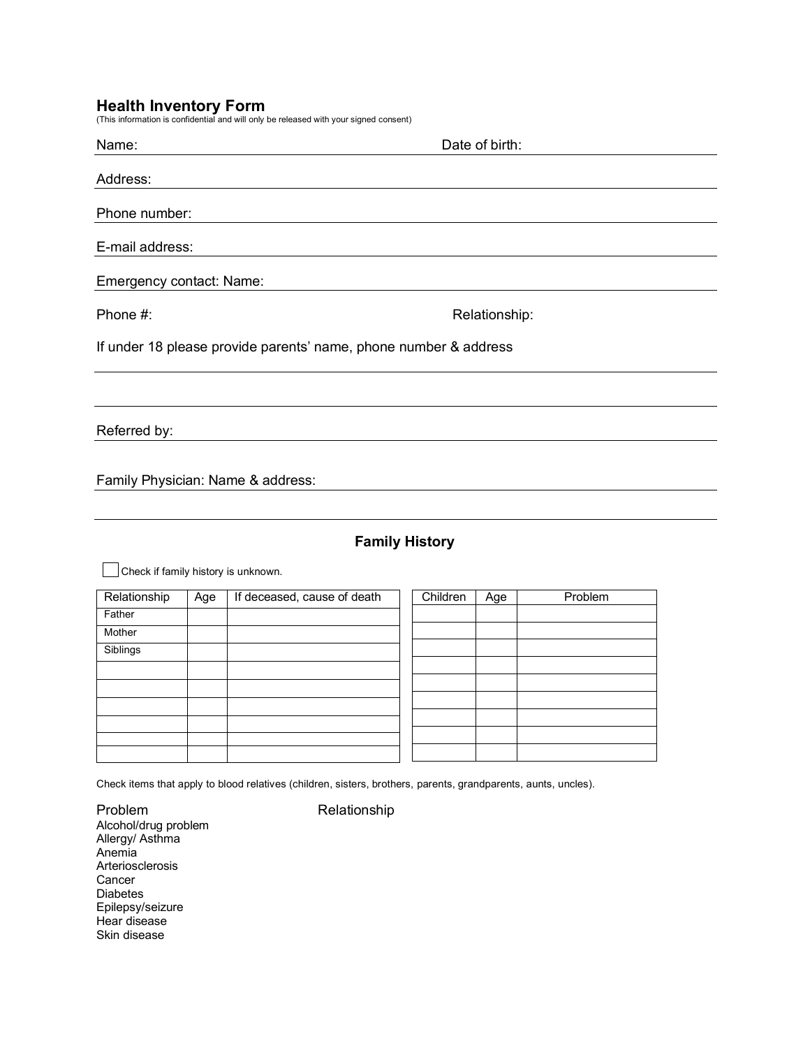## Health Inventory Form

(This information is confidential and will only be released with your signed consent)

Name: Date of birth:

Address:

Phone number:

E-mail address:

Emergency contact: Name:

Phone #: Relationship:

If under 18 please provide parents' name, phone number & address

Referred by:

Family Physician: Name & address:

### Family History

☐ Check if family history is unknown.

| Relationship | Age | If deceased, cause of death |
| --- | --- | --- |
| Father | | |
| Mother | | |
| Siblings | | |
| | | |
| | | |
| | | |
| | | |
| | | |
| | | |

| Children | Age | Problem |
| --- | --- | --- |
| | | |
| | | |
| | | |
| | | |
| | | |
| | | |
| | | |
| | | |
| | | |

Check items that apply to blood relatives (children, sisters, brothers, parents, grandparents, aunts, uncles).

| Problem | Relationship |
| --- | --- |
| Alcohol/drug problem | |
| Allergy/ Asthma | |
| Anemia | |
| Arteriosclerosis | |
| Cancer | |
| Diabetes | |
| Epilepsy/seizure | |
| Hear disease | |
| Skin disease | |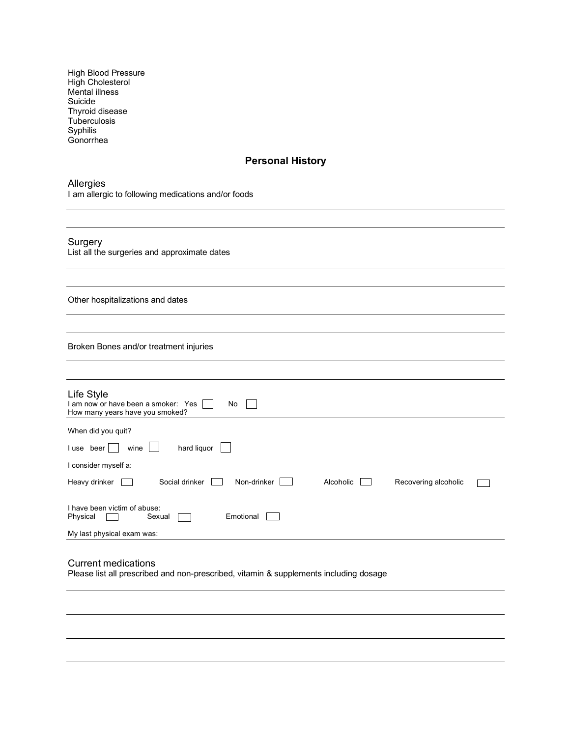High Blood Pressure
High Cholesterol
Mental illness
Suicide
Thyroid disease
Tuberculosis
Syphilis
Gonorrhea

## Personal History

### Allergies

I am allergic to following medications and/or foods

\_\_\_\_\_\_\_\_\_\_\_\_\_\_\_\_\_\_\_\_\_\_\_\_\_\_\_\_\_\_\_\_\_\_\_\_\_\_\_\_\_\_\_\_\_\_\_\_\_\_\_\_\_\_\_\_\_\_\_\_

\_\_\_\_\_\_\_\_\_\_\_\_\_\_\_\_\_\_\_\_\_\_\_\_\_\_\_\_\_\_\_\_\_\_\_\_\_\_\_\_\_\_\_\_\_\_\_\_\_\_\_\_\_\_\_\_\_\_\_\_

### Surgery

List all the surgeries and approximate dates

\_\_\_\_\_\_\_\_\_\_\_\_\_\_\_\_\_\_\_\_\_\_\_\_\_\_\_\_\_\_\_\_\_\_\_\_\_\_\_\_\_\_\_\_\_\_\_\_\_\_\_\_\_\_\_\_\_\_\_\_

\_\_\_\_\_\_\_\_\_\_\_\_\_\_\_\_\_\_\_\_\_\_\_\_\_\_\_\_\_\_\_\_\_\_\_\_\_\_\_\_\_\_\_\_\_\_\_\_\_\_\_\_\_\_\_\_\_\_\_\_

Other hospitalizations and dates

\_\_\_\_\_\_\_\_\_\_\_\_\_\_\_\_\_\_\_\_\_\_\_\_\_\_\_\_\_\_\_\_\_\_\_\_\_\_\_\_\_\_\_\_\_\_\_\_\_\_\_\_\_\_\_\_\_\_\_\_

\_\_\_\_\_\_\_\_\_\_\_\_\_\_\_\_\_\_\_\_\_\_\_\_\_\_\_\_\_\_\_\_\_\_\_\_\_\_\_\_\_\_\_\_\_\_\_\_\_\_\_\_\_\_\_\_\_\_\_\_

Broken Bones and/or treatment injuries

\_\_\_\_\_\_\_\_\_\_\_\_\_\_\_\_\_\_\_\_\_\_\_\_\_\_\_\_\_\_\_\_\_\_\_\_\_\_\_\_\_\_\_\_\_\_\_\_\_\_\_\_\_\_\_\_\_\_\_\_

\_\_\_\_\_\_\_\_\_\_\_\_\_\_\_\_\_\_\_\_\_\_\_\_\_\_\_\_\_\_\_\_\_\_\_\_\_\_\_\_\_\_\_\_\_\_\_\_\_\_\_\_\_\_\_\_\_\_\_\_

### Life Style

I am now or have been a smoker: Yes ☐ No ☐

How many years have you smoked? \_\_\_\_\_\_\_\_\_\_\_\_\_\_\_\_\_\_\_\_

When did you quit?

I use beer ☐ wine ☐ hard liquor ☐

I consider myself a:

Heavy drinker ☐ Social drinker ☐ Non-drinker ☐ Alcoholic ☐ Recovering alcoholic ☐

I have been victim of abuse:

Physical ☐ Sexual ☐ Emotional ☐

My last physical exam was: \_\_\_\_\_\_\_\_\_\_\_\_\_\_\_\_\_\_\_\_

### Current medications

Please list all prescribed and non-prescribed, vitamin & supplements including dosage

\_\_\_\_\_\_\_\_\_\_\_\_\_\_\_\_\_\_\_\_\_\_\_\_\_\_\_\_\_\_\_\_\_\_\_\_\_\_\_\_\_\_\_\_\_\_\_\_\_\_\_\_\_\_\_\_\_\_\_\_

\_\_\_\_\_\_\_\_\_\_\_\_\_\_\_\_\_\_\_\_\_\_\_\_\_\_\_\_\_\_\_\_\_\_\_\_\_\_\_\_\_\_\_\_\_\_\_\_\_\_\_\_\_\_\_\_\_\_\_\_

\_\_\_\_\_\_\_\_\_\_\_\_\_\_\_\_\_\_\_\_\_\_\_\_\_\_\_\_\_\_\_\_\_\_\_\_\_\_\_\_\_\_\_\_\_\_\_\_\_\_\_\_\_\_\_\_\_\_\_\_

\_\_\_\_\_\_\_\_\_\_\_\_\_\_\_\_\_\_\_\_\_\_\_\_\_\_\_\_\_\_\_\_\_\_\_\_\_\_\_\_\_\_\_\_\_\_\_\_\_\_\_\_\_\_\_\_\_\_\_\_